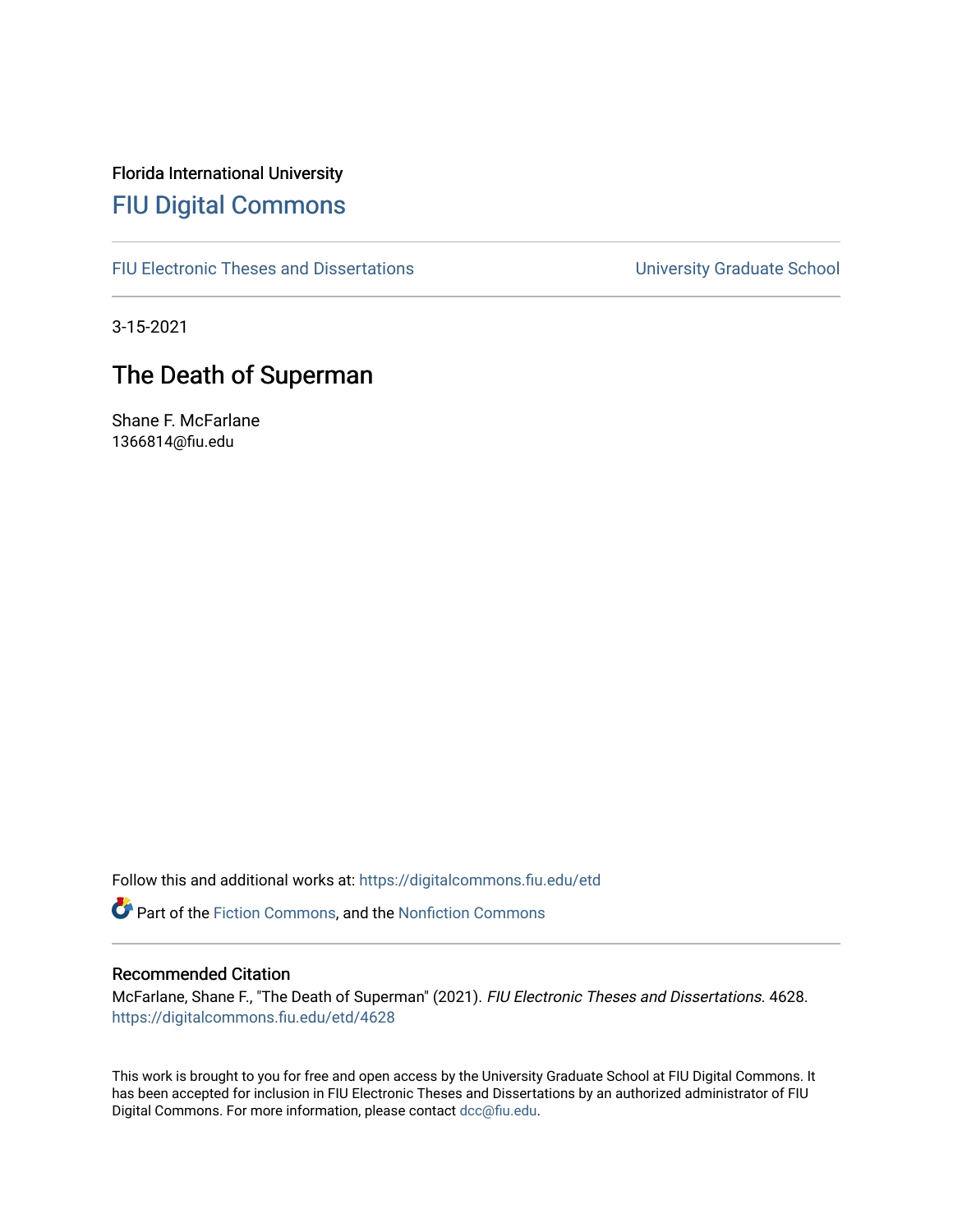Florida International University

# FIU Digital Commons

FIU Electronic Theses and Dissertations

University Graduate School

3-15-2021

## The Death of Superman

Shane F. McFarlane
1366814@fiu.edu

Follow this and additional works at: https://digitalcommons.fiu.edu/etd

Part of the Fiction Commons, and the Nonfiction Commons

### Recommended Citation

McFarlane, Shane F., "The Death of Superman" (2021). *FIU Electronic Theses and Dissertations*. 4628.
https://digitalcommons.fiu.edu/etd/4628

This work is brought to you for free and open access by the University Graduate School at FIU Digital Commons. It has been accepted for inclusion in FIU Electronic Theses and Dissertations by an authorized administrator of FIU Digital Commons. For more information, please contact dcc@fiu.edu.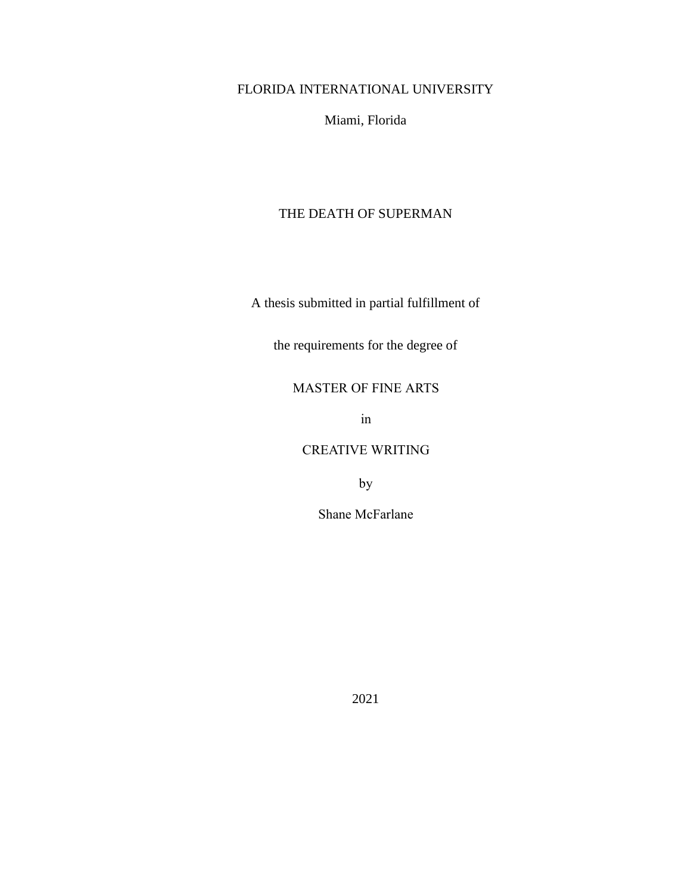FLORIDA INTERNATIONAL UNIVERSITY

Miami, Florida

# THE DEATH OF SUPERMAN

A thesis submitted in partial fulfillment of

the requirements for the degree of

MASTER OF FINE ARTS

in

CREATIVE WRITING

by

Shane McFarlane

2021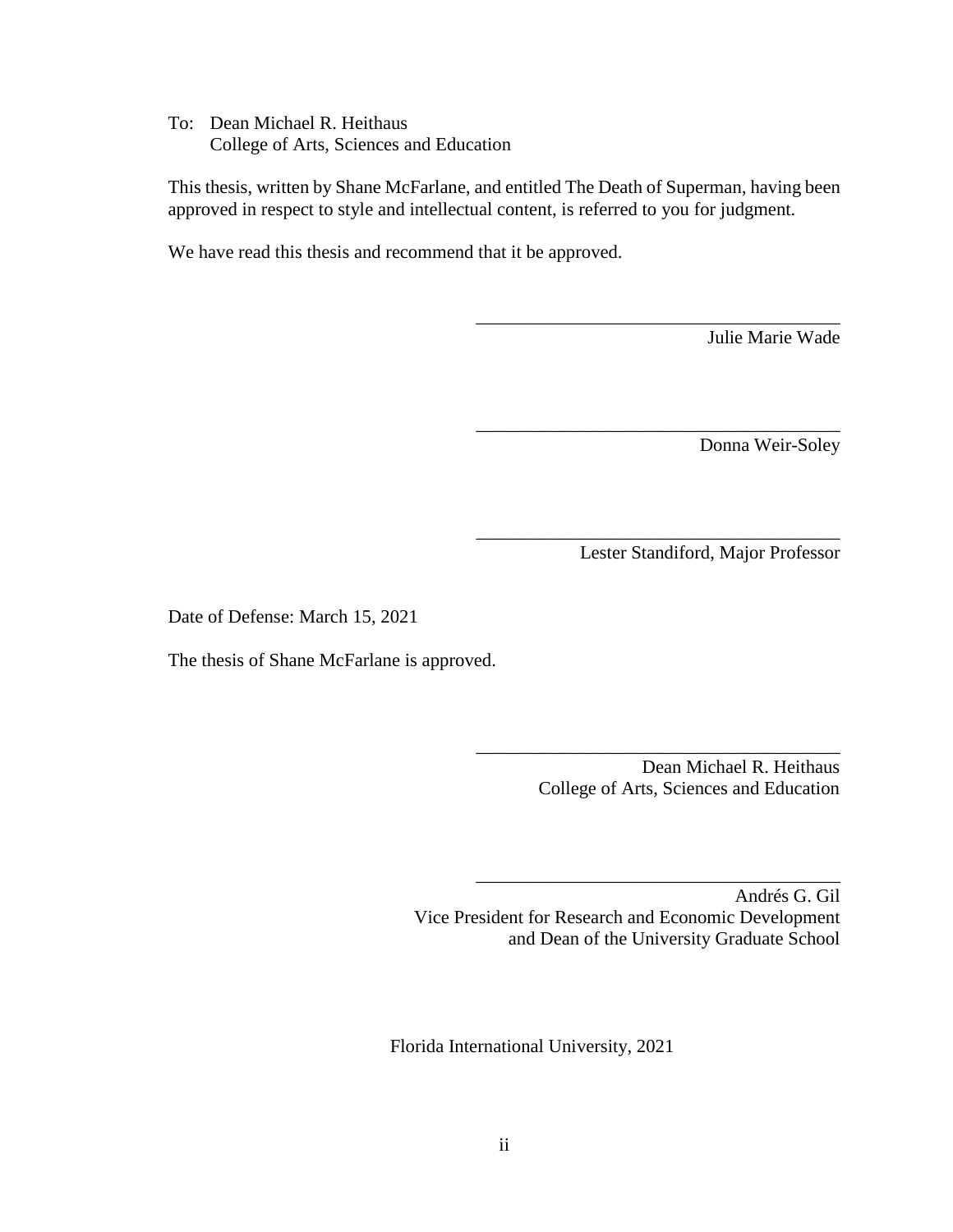To: Dean Michael R. Heithaus
College of Arts, Sciences and Education

This thesis, written by Shane McFarlane, and entitled The Death of Superman, having been approved in respect to style and intellectual content, is referred to you for judgment.

We have read this thesis and recommend that it be approved.

_______________________________________
Julie Marie Wade

_______________________________________
Donna Weir-Soley

_______________________________________
Lester Standiford, Major Professor

Date of Defense: March 15, 2021

The thesis of Shane McFarlane is approved.

_______________________________________
Dean Michael R. Heithaus
College of Arts, Sciences and Education

_______________________________________
Andrés G. Gil
Vice President for Research and Economic Development
and Dean of the University Graduate School

Florida International University, 2021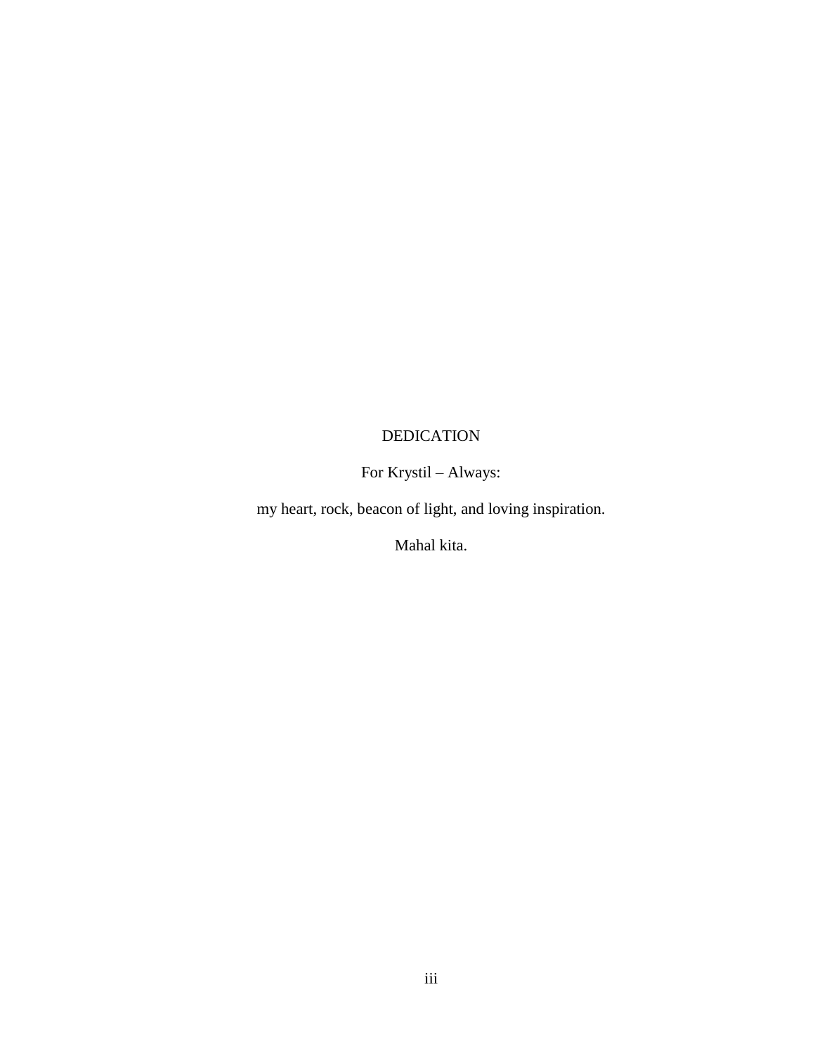# DEDICATION

For Krystil – Always:

my heart, rock, beacon of light, and loving inspiration.

Mahal kita.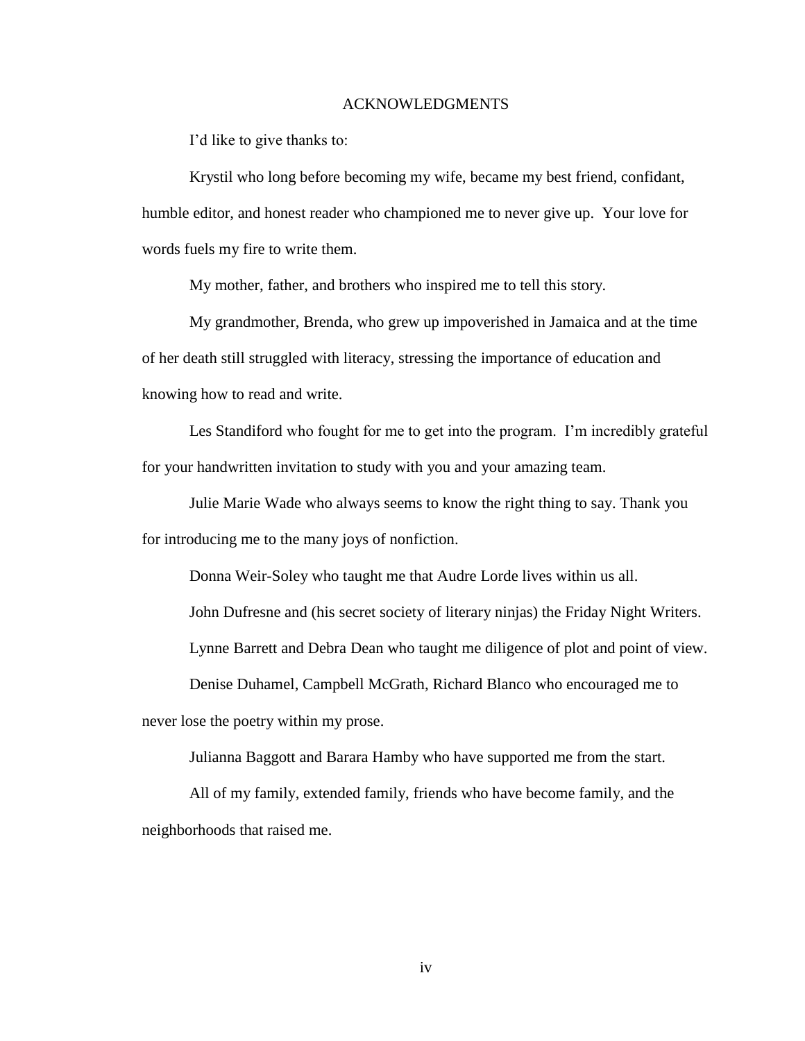# ACKNOWLEDGMENTS

I'd like to give thanks to:

Krystil who long before becoming my wife, became my best friend, confidant, humble editor, and honest reader who championed me to never give up. Your love for words fuels my fire to write them.

My mother, father, and brothers who inspired me to tell this story.

My grandmother, Brenda, who grew up impoverished in Jamaica and at the time of her death still struggled with literacy, stressing the importance of education and knowing how to read and write.

Les Standiford who fought for me to get into the program. I'm incredibly grateful for your handwritten invitation to study with you and your amazing team.

Julie Marie Wade who always seems to know the right thing to say. Thank you for introducing me to the many joys of nonfiction.

Donna Weir-Soley who taught me that Audre Lorde lives within us all.

John Dufresne and (his secret society of literary ninjas) the Friday Night Writers.

Lynne Barrett and Debra Dean who taught me diligence of plot and point of view.

Denise Duhamel, Campbell McGrath, Richard Blanco who encouraged me to never lose the poetry within my prose.

Julianna Baggott and Barara Hamby who have supported me from the start.

All of my family, extended family, friends who have become family, and the neighborhoods that raised me.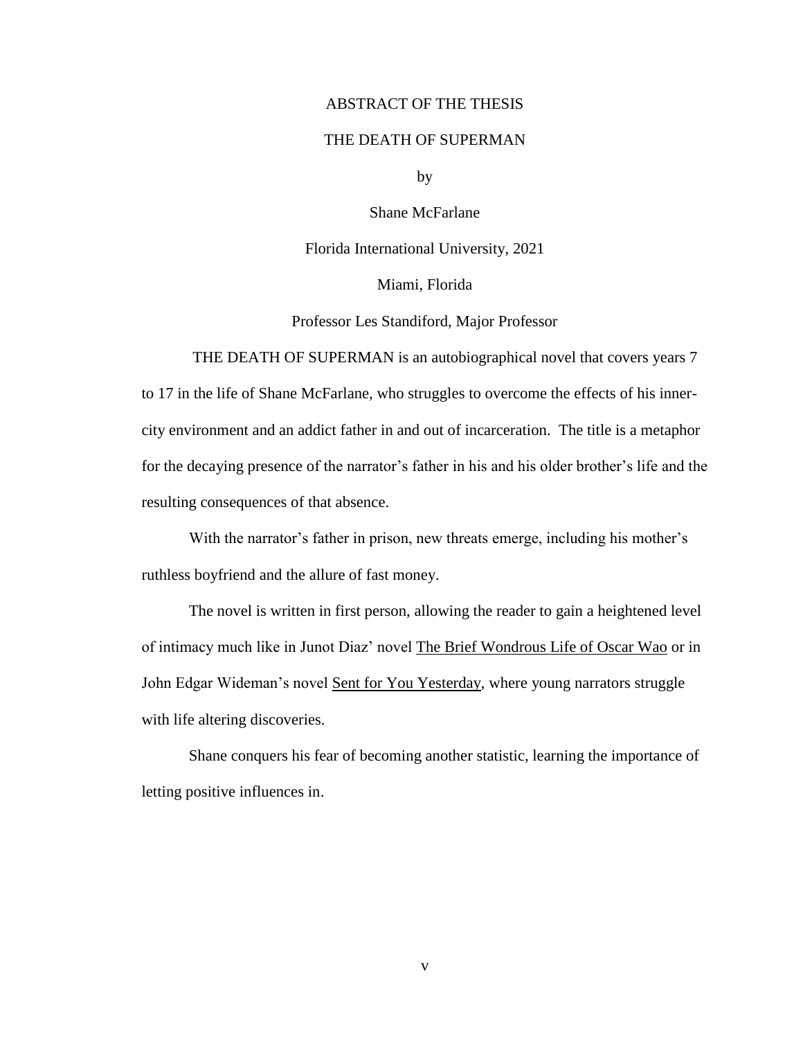# ABSTRACT OF THE THESIS

## THE DEATH OF SUPERMAN

by

Shane McFarlane

Florida International University, 2021

Miami, Florida

Professor Les Standiford, Major Professor

THE DEATH OF SUPERMAN is an autobiographical novel that covers years 7 to 17 in the life of Shane McFarlane, who struggles to overcome the effects of his inner-city environment and an addict father in and out of incarceration. The title is a metaphor for the decaying presence of the narrator's father in his and his older brother's life and the resulting consequences of that absence.

With the narrator's father in prison, new threats emerge, including his mother's ruthless boyfriend and the allure of fast money.

The novel is written in first person, allowing the reader to gain a heightened level of intimacy much like in Junot Diaz' novel <u>The Brief Wondrous Life of Oscar Wao</u> or in John Edgar Wideman's novel <u>Sent for You Yesterday</u>, where young narrators struggle with life altering discoveries.

Shane conquers his fear of becoming another statistic, learning the importance of letting positive influences in.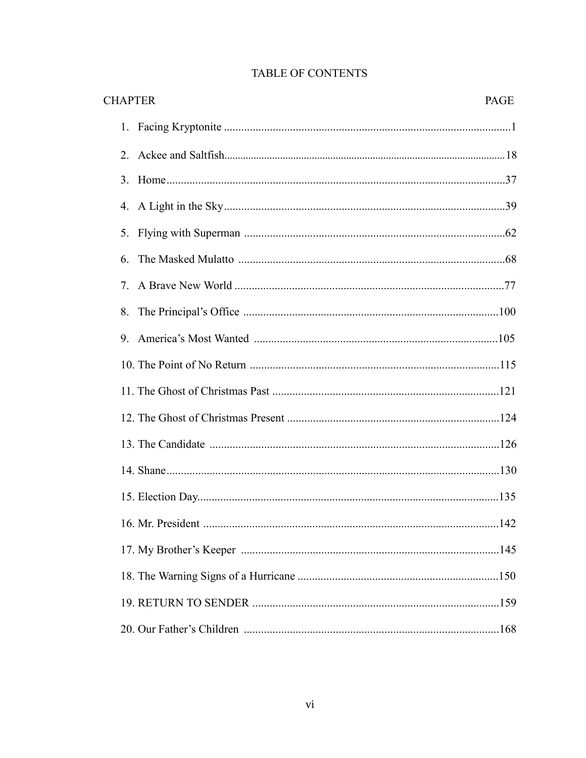# TABLE OF CONTENTS

| CHAPTER | PAGE |
|---|---|
| 1. Facing Kryptonite | 1 |
| 2. Ackee and Saltfish | 18 |
| 3. Home | 37 |
| 4. A Light in the Sky | 39 |
| 5. Flying with Superman | 62 |
| 6. The Masked Mulatto | 68 |
| 7. A Brave New World | 77 |
| 8. The Principal's Office | 100 |
| 9. America's Most Wanted | 105 |
| 10. The Point of No Return | 115 |
| 11. The Ghost of Christmas Past | 121 |
| 12. The Ghost of Christmas Present | 124 |
| 13. The Candidate | 126 |
| 14. Shane | 130 |
| 15. Election Day | 135 |
| 16. Mr. President | 142 |
| 17. My Brother's Keeper | 145 |
| 18. The Warning Signs of a Hurricane | 150 |
| 19. RETURN TO SENDER | 159 |
| 20. Our Father's Children | 168 |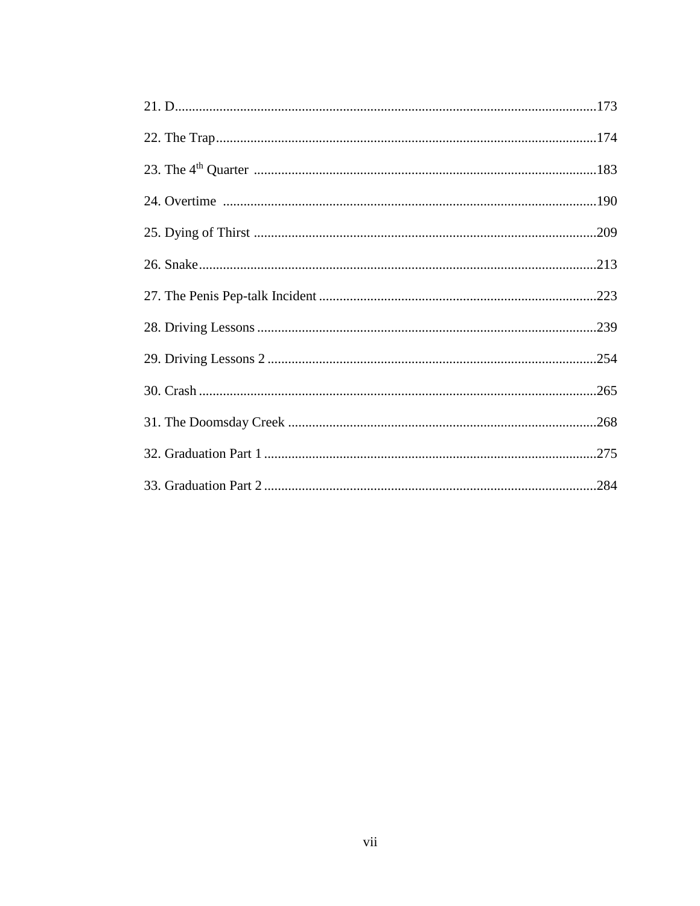21. D..........................................................................................................................173

22. The Trap..............................................................................................................174

23. The 4th Quarter ..................................................................................................183

24. Overtime ...........................................................................................................190

25. Dying of Thirst ..................................................................................................209

26. Snake..................................................................................................................213

27. The Penis Pep-talk Incident ...............................................................................223

28. Driving Lessons .................................................................................................239

29. Driving Lessons 2 ..............................................................................................254

30. Crash ..................................................................................................................265

31. The Doomsday Creek ........................................................................................268

32. Graduation Part 1 ...............................................................................................275

33. Graduation Part 2 ...............................................................................................284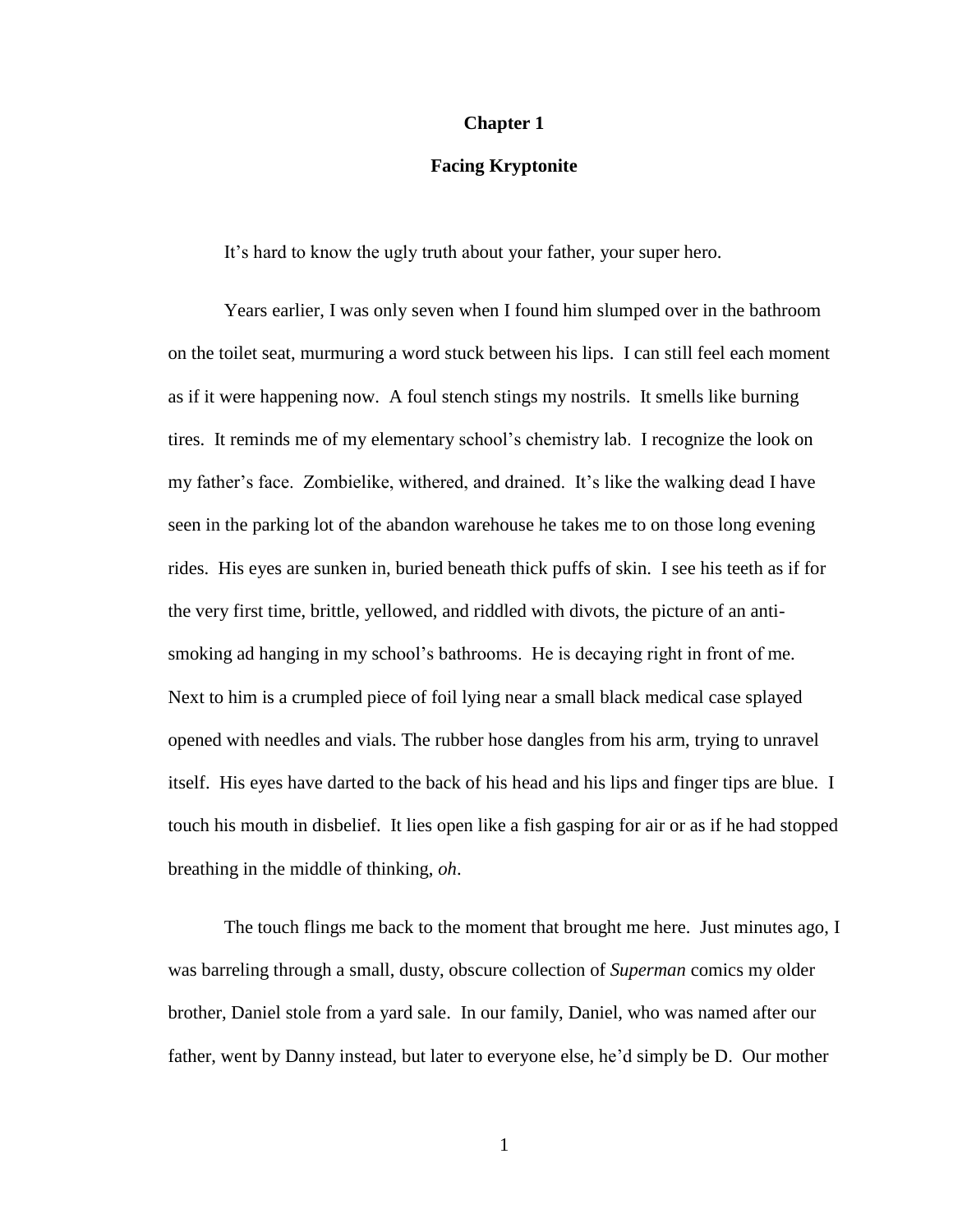# Chapter 1

## Facing Kryptonite

It's hard to know the ugly truth about your father, your super hero.

Years earlier, I was only seven when I found him slumped over in the bathroom on the toilet seat, murmuring a word stuck between his lips. I can still feel each moment as if it were happening now. A foul stench stings my nostrils. It smells like burning tires. It reminds me of my elementary school's chemistry lab. I recognize the look on my father's face. Zombielike, withered, and drained. It's like the walking dead I have seen in the parking lot of the abandon warehouse he takes me to on those long evening rides. His eyes are sunken in, buried beneath thick puffs of skin. I see his teeth as if for the very first time, brittle, yellowed, and riddled with divots, the picture of an anti-smoking ad hanging in my school's bathrooms. He is decaying right in front of me. Next to him is a crumpled piece of foil lying near a small black medical case splayed opened with needles and vials. The rubber hose dangles from his arm, trying to unravel itself. His eyes have darted to the back of his head and his lips and finger tips are blue. I touch his mouth in disbelief. It lies open like a fish gasping for air or as if he had stopped breathing in the middle of thinking, *oh*.

The touch flings me back to the moment that brought me here. Just minutes ago, I was barreling through a small, dusty, obscure collection of *Superman* comics my older brother, Daniel stole from a yard sale. In our family, Daniel, who was named after our father, went by Danny instead, but later to everyone else, he'd simply be D. Our mother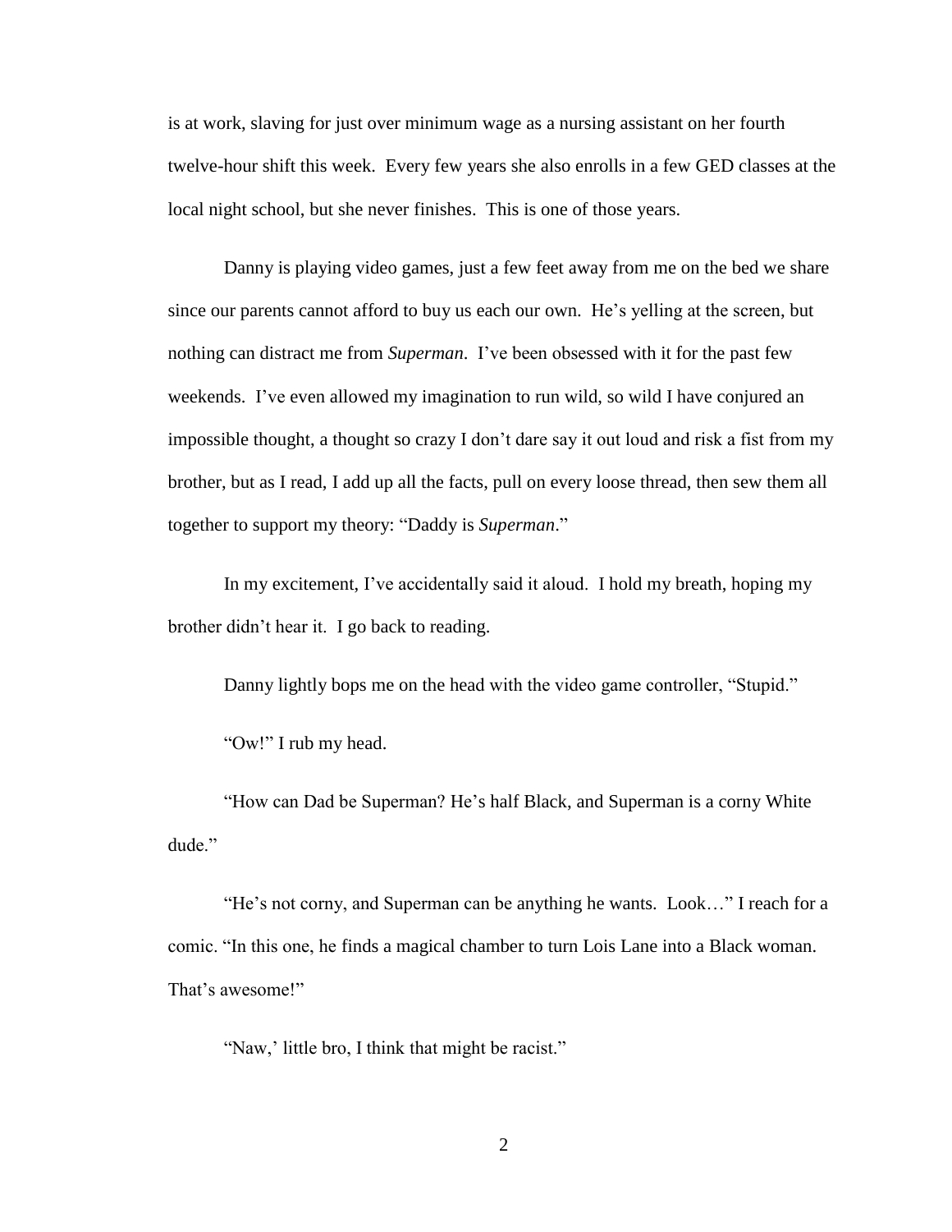is at work, slaving for just over minimum wage as a nursing assistant on her fourth twelve-hour shift this week.  Every few years she also enrolls in a few GED classes at the local night school, but she never finishes.  This is one of those years.

Danny is playing video games, just a few feet away from me on the bed we share since our parents cannot afford to buy us each our own.  He's yelling at the screen, but nothing can distract me from *Superman*.  I've been obsessed with it for the past few weekends.  I've even allowed my imagination to run wild, so wild I have conjured an impossible thought, a thought so crazy I don't dare say it out loud and risk a fist from my brother, but as I read, I add up all the facts, pull on every loose thread, then sew them all together to support my theory: "Daddy is *Superman*."

In my excitement, I've accidentally said it aloud.  I hold my breath, hoping my brother didn't hear it.  I go back to reading.

Danny lightly bops me on the head with the video game controller, "Stupid."

"Ow!" I rub my head.

"How can Dad be Superman? He's half Black, and Superman is a corny White dude."

"He's not corny, and Superman can be anything he wants.  Look…" I reach for a comic. "In this one, he finds a magical chamber to turn Lois Lane into a Black woman. That's awesome!"

"Naw,' little bro, I think that might be racist."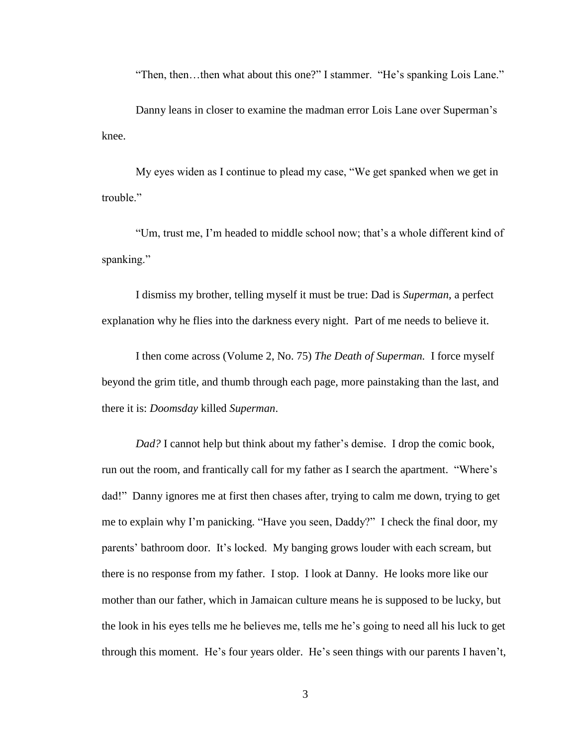"Then, then…then what about this one?" I stammer. "He's spanking Lois Lane."

Danny leans in closer to examine the madman error Lois Lane over Superman's knee.

My eyes widen as I continue to plead my case, "We get spanked when we get in trouble."

"Um, trust me, I'm headed to middle school now; that's a whole different kind of spanking."

I dismiss my brother, telling myself it must be true: Dad is *Superman*, a perfect explanation why he flies into the darkness every night. Part of me needs to believe it.

I then come across (Volume 2, No. 75) *The Death of Superman.* I force myself beyond the grim title, and thumb through each page, more painstaking than the last, and there it is: *Doomsday* killed *Superman*.

*Dad?* I cannot help but think about my father's demise. I drop the comic book, run out the room, and frantically call for my father as I search the apartment. "Where's dad!" Danny ignores me at first then chases after, trying to calm me down, trying to get me to explain why I'm panicking. "Have you seen, Daddy?" I check the final door, my parents' bathroom door. It's locked. My banging grows louder with each scream, but there is no response from my father. I stop. I look at Danny. He looks more like our mother than our father, which in Jamaican culture means he is supposed to be lucky, but the look in his eyes tells me he believes me, tells me he's going to need all his luck to get through this moment. He's four years older. He's seen things with our parents I haven't,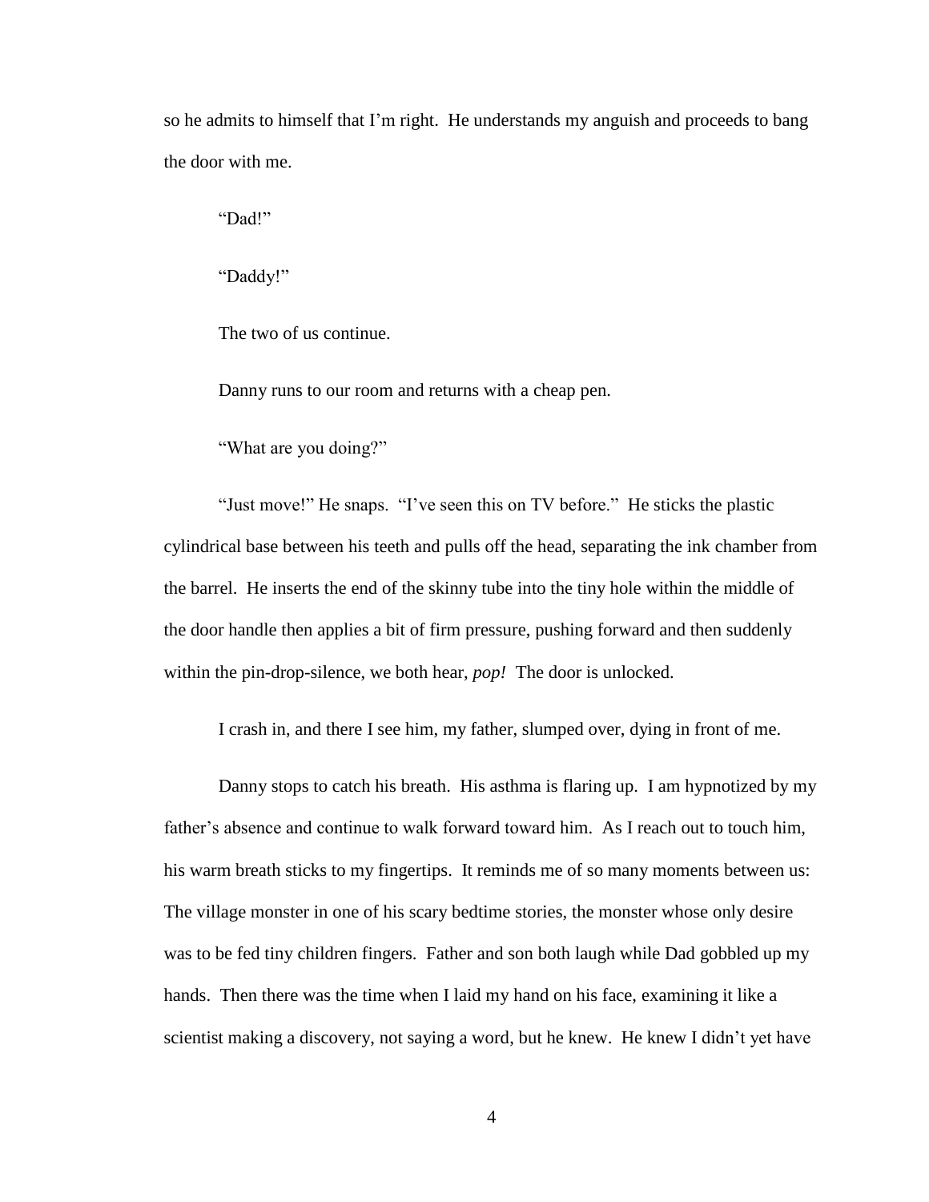so he admits to himself that I'm right. He understands my anguish and proceeds to bang the door with me.

"Dad!"

"Daddy!"

The two of us continue.

Danny runs to our room and returns with a cheap pen.

"What are you doing?"

"Just move!" He snaps. "I've seen this on TV before." He sticks the plastic cylindrical base between his teeth and pulls off the head, separating the ink chamber from the barrel. He inserts the end of the skinny tube into the tiny hole within the middle of the door handle then applies a bit of firm pressure, pushing forward and then suddenly within the pin-drop-silence, we both hear, *pop!* The door is unlocked.

I crash in, and there I see him, my father, slumped over, dying in front of me.

Danny stops to catch his breath. His asthma is flaring up. I am hypnotized by my father's absence and continue to walk forward toward him. As I reach out to touch him, his warm breath sticks to my fingertips. It reminds me of so many moments between us: The village monster in one of his scary bedtime stories, the monster whose only desire was to be fed tiny children fingers. Father and son both laugh while Dad gobbled up my hands. Then there was the time when I laid my hand on his face, examining it like a scientist making a discovery, not saying a word, but he knew. He knew I didn't yet have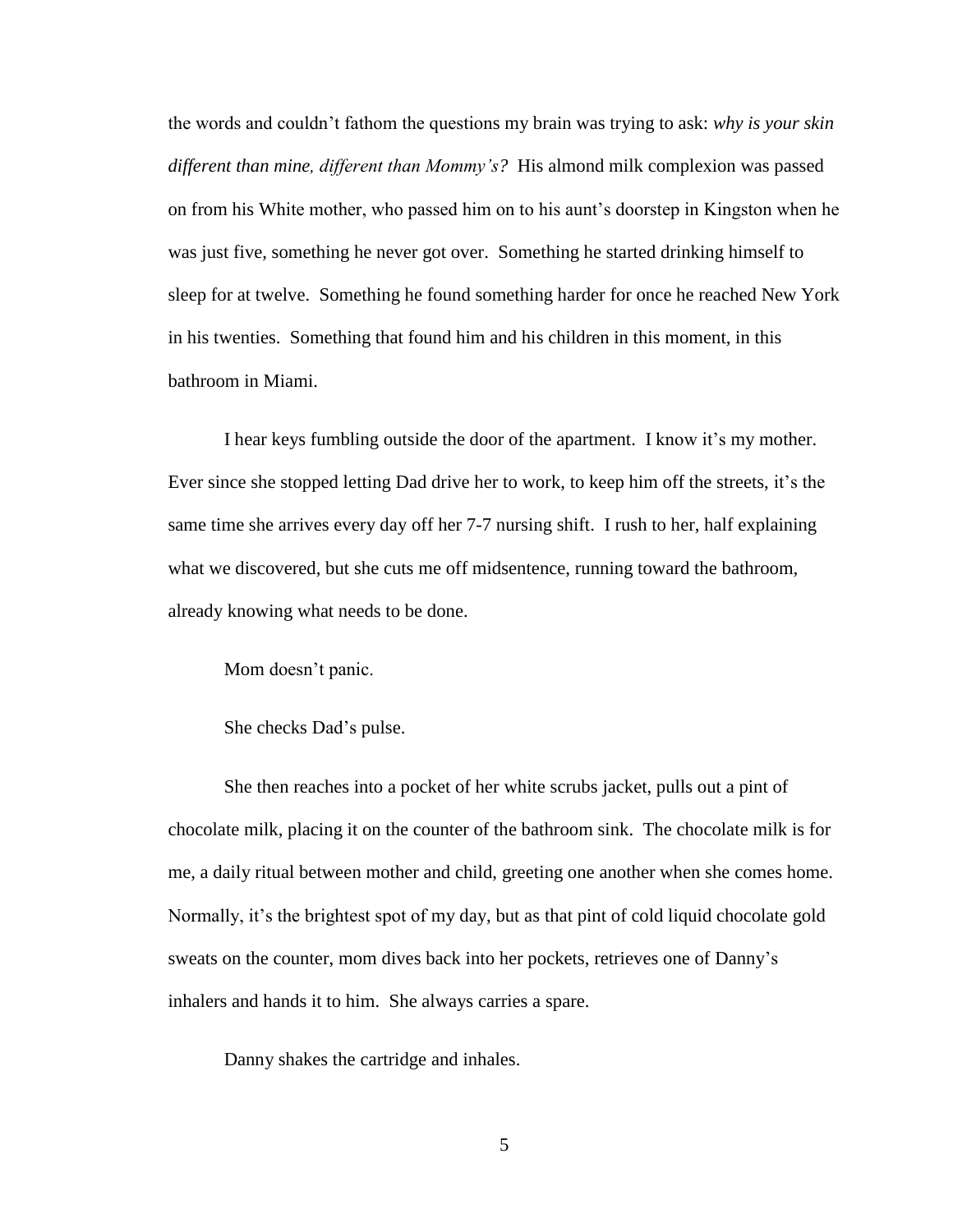the words and couldn't fathom the questions my brain was trying to ask: *why is your skin different than mine, different than Mommy's?* His almond milk complexion was passed on from his White mother, who passed him on to his aunt's doorstep in Kingston when he was just five, something he never got over. Something he started drinking himself to sleep for at twelve. Something he found something harder for once he reached New York in his twenties. Something that found him and his children in this moment, in this bathroom in Miami.

I hear keys fumbling outside the door of the apartment. I know it's my mother. Ever since she stopped letting Dad drive her to work, to keep him off the streets, it's the same time she arrives every day off her 7-7 nursing shift. I rush to her, half explaining what we discovered, but she cuts me off midsentence, running toward the bathroom, already knowing what needs to be done.

Mom doesn't panic.

She checks Dad's pulse.

She then reaches into a pocket of her white scrubs jacket, pulls out a pint of chocolate milk, placing it on the counter of the bathroom sink. The chocolate milk is for me, a daily ritual between mother and child, greeting one another when she comes home. Normally, it's the brightest spot of my day, but as that pint of cold liquid chocolate gold sweats on the counter, mom dives back into her pockets, retrieves one of Danny's inhalers and hands it to him. She always carries a spare.

Danny shakes the cartridge and inhales.